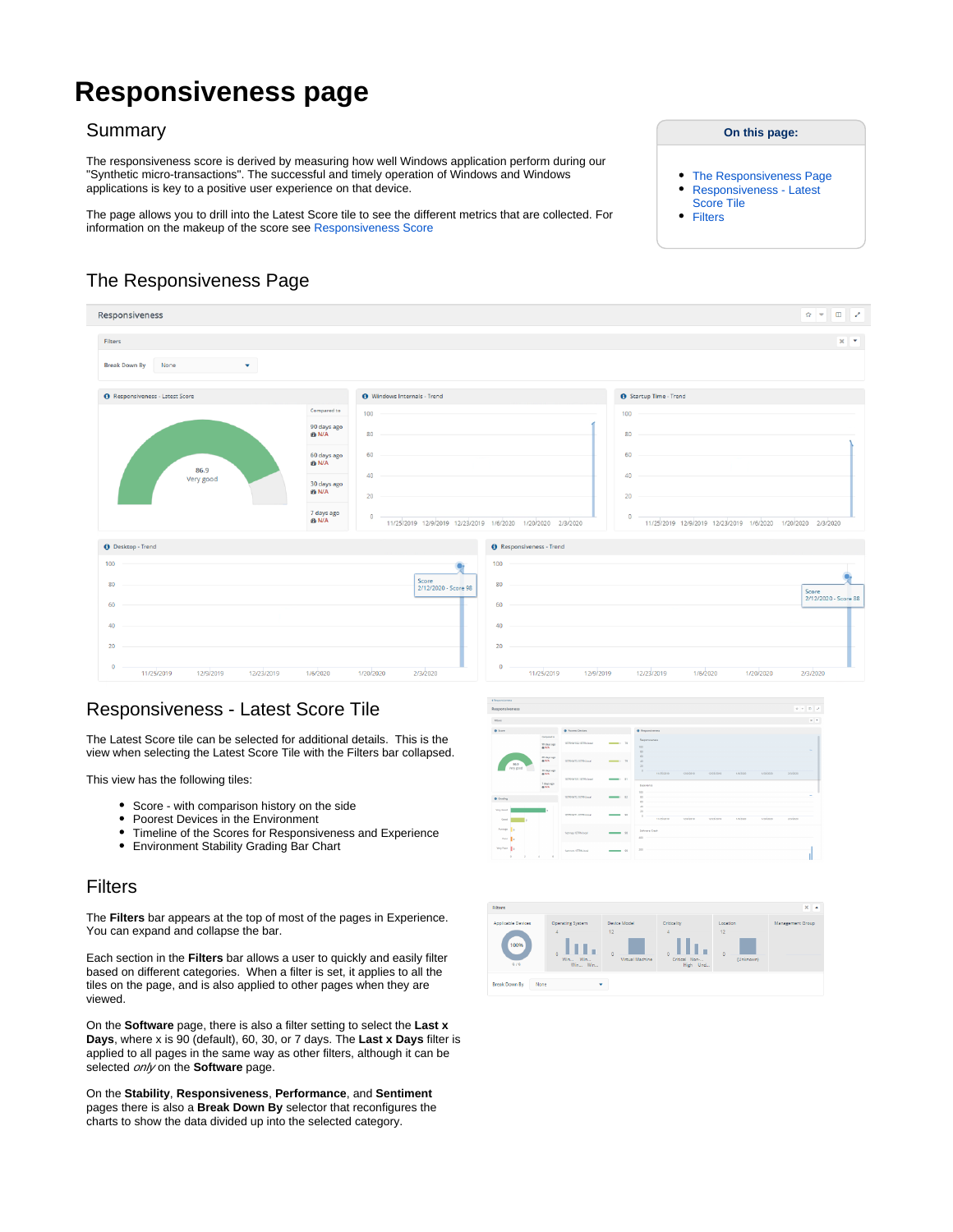# Responsiveness page

## Summary

The responsiveness score is derived by measuring how well Windows application perform during our "Synthetic micro-transactions". The successful and timely operation of Windows and Windows applications is key to a positive user experience on that device.

The page allows you to drill into the Latest Score tile to see the different metrics that are collected. For information on the makeup of the score see Responsiveness Score

**On this page:**

- The Responsiveness Page
- Responsiveness - Latest Score Tile
- Filters

## The Responsiveness Page

## Responsiveness - Latest Score Tile

The Latest Score tile can be selected for additional details. This is the view when selecting the Latest Score Tile with the Filters bar collapsed.

This view has the following tiles:

- Score - with comparison history on the side
- Poorest Devices in the Environment
- Timeline of the Scores for Responsiveness and Experience
- Environment Stability Grading Bar Chart

## Filters

The **Filters** bar appears at the top of most of the pages in Experience. You can expand and collapse the bar.

Each section in the **Filters** bar allows a user to quickly and easily filter based on different categories. When a filter is set, it applies to all the tiles on the page, and is also applied to other pages when they are viewed.

On the **Software** page, there is also a filter setting to select the **Last x Days**, where x is 90 (default), 60, 30, or 7 days. The **Last x Days** filter is applied to all pages in the same way as other filters, although it can be selected *only* on the **Software** page.

On the **Stability**, **Responsiveness**, **Performance**, and **Sentiment** pages there is also a **Break Down By** selector that reconfigures the charts to show the data divided up into the selected category.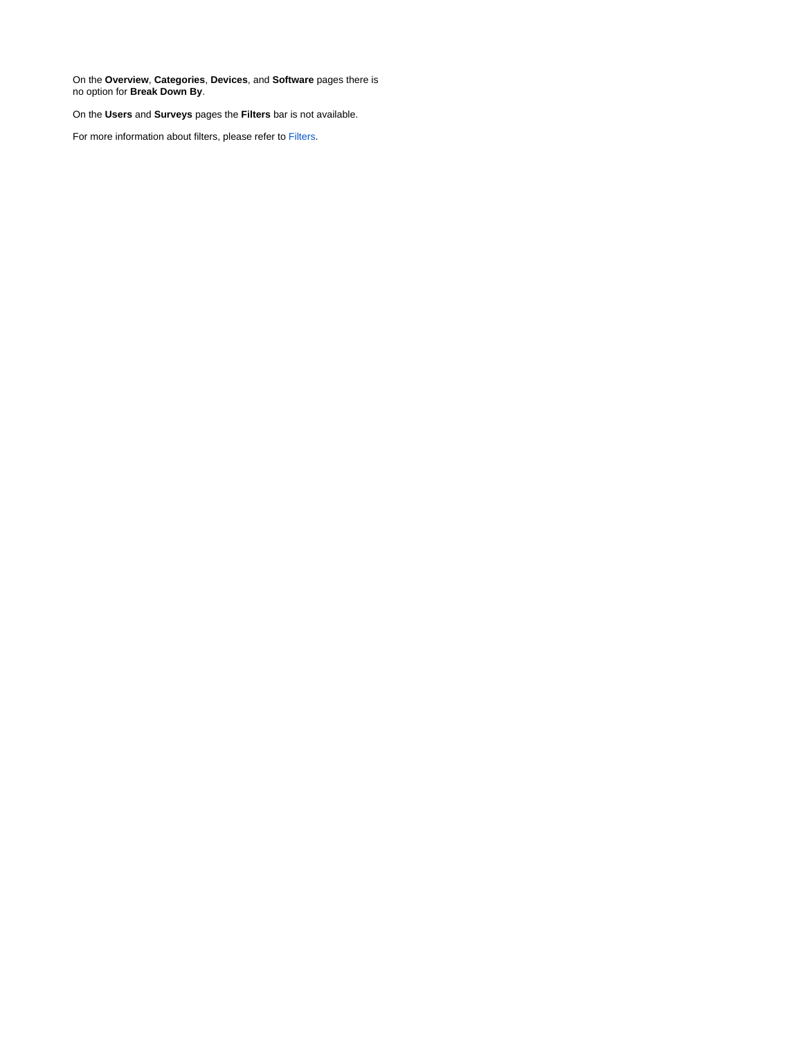On the **Overview**, **Categories**, **Devices**, and **Software** pages there is no option for **Break Down By**.

On the **Users** and **Surveys** pages the **Filters** bar is not available.

For more information about filters, please refer to Filters.